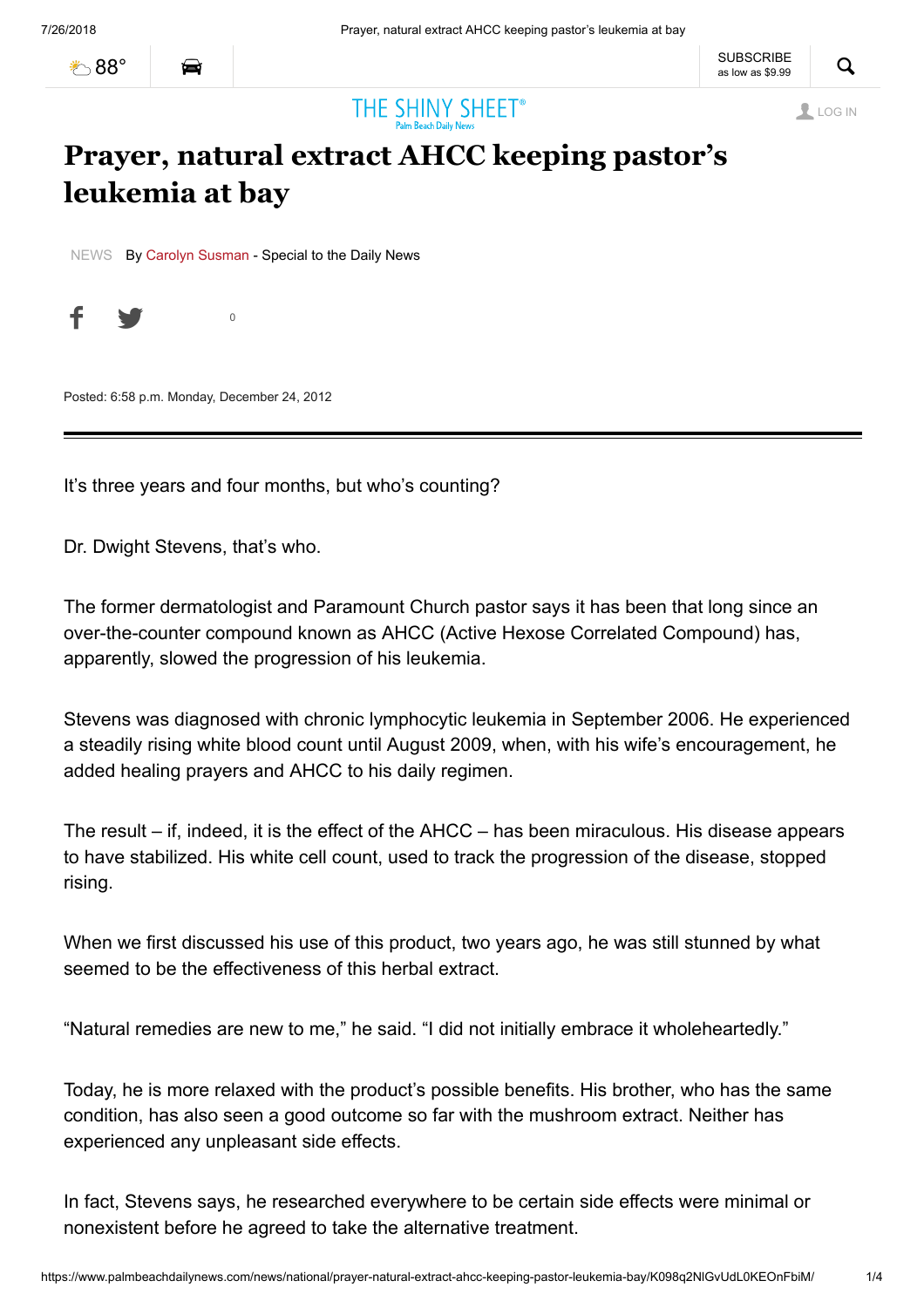# Prayer, natural extract AHCC keeping pastor's leukemia at bay

NEWS By Carolyn Susman - Special to the Daily News

Posted: 6:58 p.m. Monday, December 24, 2012

It's three years and four months, but who's counting?

Dr. Dwight Stevens, that's who.

The former dermatologist and Paramount Church pastor says it has been that long since an over-the-counter compound known as AHCC (Active Hexose Correlated Compound) has, apparently, slowed the progression of his leukemia.

Stevens was diagnosed with chronic lymphocytic leukemia in September 2006. He experienced a steadily rising white blood count until August 2009, when, with his wife's encouragement, he added healing prayers and AHCC to his daily regimen.

The result – if, indeed, it is the effect of the AHCC – has been miraculous. His disease appears to have stabilized. His white cell count, used to track the progression of the disease, stopped rising.

When we first discussed his use of this product, two years ago, he was still stunned by what seemed to be the effectiveness of this herbal extract.

"Natural remedies are new to me," he said. "I did not initially embrace it wholeheartedly."

Today, he is more relaxed with the product's possible benefits. His brother, who has the same condition, has also seen a good outcome so far with the mushroom extract. Neither has experienced any unpleasant side effects.

In fact, Stevens says, he researched everywhere to be certain side effects were minimal or nonexistent before he agreed to take the alternative treatment.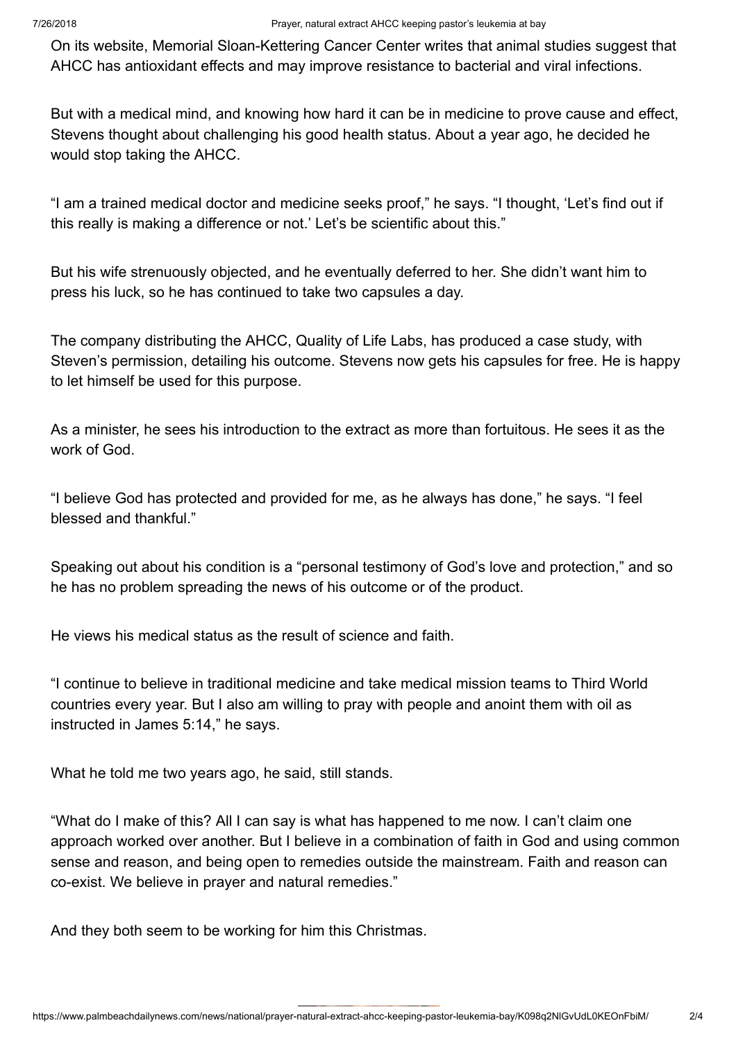On its website, Memorial Sloan-Kettering Cancer Center writes that animal studies suggest that AHCC has antioxidant effects and may improve resistance to bacterial and viral infections.

But with a medical mind, and knowing how hard it can be in medicine to prove cause and effect, Stevens thought about challenging his good health status. About a year ago, he decided he would stop taking the AHCC.

"I am a trained medical doctor and medicine seeks proof," he says. "I thought, 'Let's find out if this really is making a difference or not.' Let's be scientific about this."

But his wife strenuously objected, and he eventually deferred to her. She didn't want him to press his luck, so he has continued to take two capsules a day.

The company distributing the AHCC, Quality of Life Labs, has produced a case study, with Steven's permission, detailing his outcome. Stevens now gets his capsules for free. He is happy to let himself be used for this purpose.

As a minister, he sees his introduction to the extract as more than fortuitous. He sees it as the work of God.

"I believe God has protected and provided for me, as he always has done," he says. "I feel blessed and thankful."

Speaking out about his condition is a "personal testimony of God's love and protection," and so he has no problem spreading the news of his outcome or of the product.

He views his medical status as the result of science and faith.

"I continue to believe in traditional medicine and take medical mission teams to Third World countries every year. But I also am willing to pray with people and anoint them with oil as instructed in James 5:14," he says.

What he told me two years ago, he said, still stands.

"What do I make of this? All I can say is what has happened to me now. I can't claim one approach worked over another. But I believe in a combination of faith in God and using common sense and reason, and being open to remedies outside the mainstream. Faith and reason can co-exist. We believe in prayer and natural remedies."

And they both seem to be working for him this Christmas.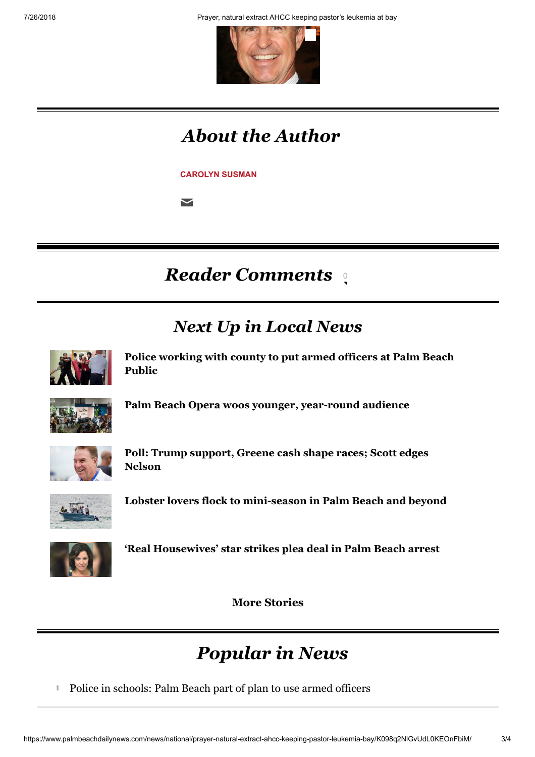## *About the Author*

**CAROLYN SUSMAN**

## *Reader Comments* 0

## *Next Up in Local News*

**Police working with county to put armed officers at Palm Beach Public**

**Palm Beach Opera woos younger, year-round audience**

**Poll: Trump support, Greene cash shape races; Scott edges Nelson**

**Lobster lovers flock to mini-season in Palm Beach and beyond**

**'Real Housewives' star strikes plea deal in Palm Beach arrest**

**More Stories**

## *Popular in News*

1. Police in schools: Palm Beach part of plan to use armed officers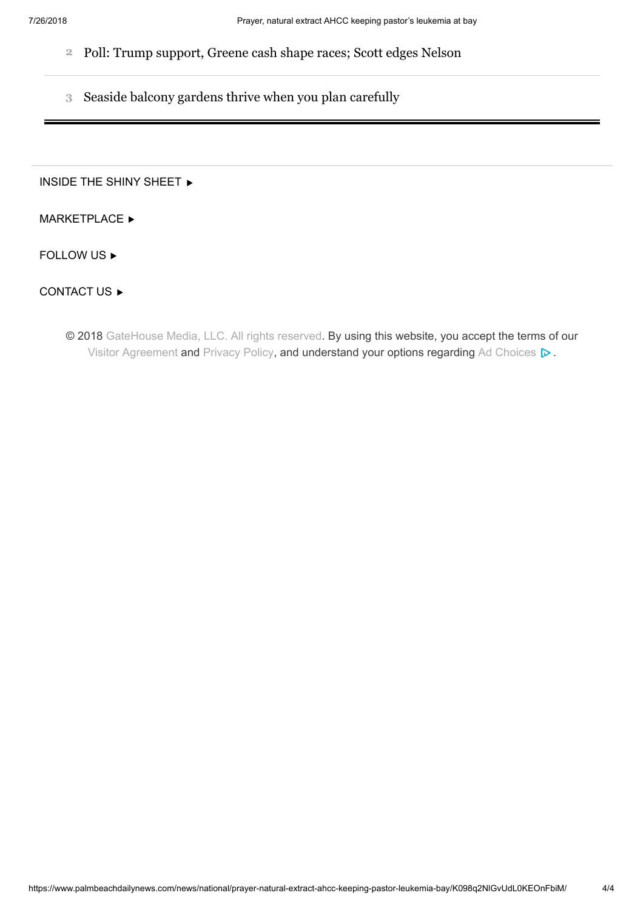2 Poll: Trump support, Greene cash shape races; Scott edges Nelson

3 Seaside balcony gardens thrive when you plan carefully

---

INSIDE THE SHINY SHEET ▶

MARKETPLACE ▶

FOLLOW US ▶

CONTACT US ▶

© 2018 GateHouse Media, LLC. All rights reserved. By using this website, you accept the terms of our Visitor Agreement and Privacy Policy, and understand your options regarding Ad Choices.